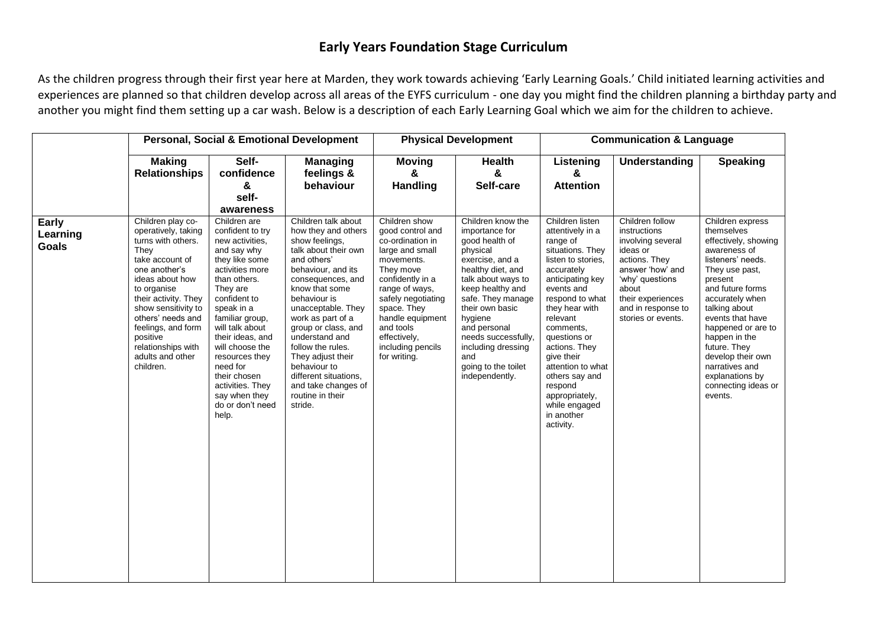# Early Years Foundation Stage Curriculum

As the children progress through their first year here at Marden, they work towards achieving 'Early Learning Goals.' Child initiated learning activities and experiences are planned so that children develop across all areas of the EYFS curriculum - one day you might find the children planning a birthday party and another you might find them setting up a car wash. Below is a description of each Early Learning Goal which we aim for the children to achieve.

| | Personal, Social & Emotional Development | | | Physical Development | | Communication & Language | | |
|---|---|---|---|---|---|---|---|---|
| | **Making Relationships** | **Self-confidence & self-awareness** | **Managing feelings & behaviour** | **Moving & Handling** | **Health & Self-care** | **Listening & Attention** | **Understanding** | **Speaking** |
| **Early Learning Goals** | Children play co-operatively, taking turns with others. They take account of one another's ideas about how to organise their activity. They show sensitivity to others' needs and feelings, and form positive relationships with adults and other children. | Children are confident to try new activities, and say why they like some activities more than others. They are confident to speak in a familiar group, will talk about their ideas, and will choose the resources they need for their chosen activities. They say when they do or don't need help. | Children talk about how they and others show feelings, talk about their own and others' behaviour, and its consequences, and know that some behaviour is unacceptable. They work as part of a group or class, and understand and follow the rules. They adjust their behaviour to different situations, and take changes of routine in their stride. | Children show good control and co-ordination in large and small movements. They move confidently in a range of ways, safely negotiating space. They handle equipment and tools effectively, including pencils for writing. | Children know the importance for good health of physical exercise, and a healthy diet, and talk about ways to keep healthy and safe. They manage their own basic hygiene and personal needs successfully, including dressing and going to the toilet independently. | Children listen attentively in a range of situations. They listen to stories, accurately anticipating key events and respond to what they hear with relevant comments, questions or actions. They give their attention to what others say and respond appropriately, while engaged in another activity. | Children follow instructions involving several ideas or actions. They answer 'how' and 'why' questions about their experiences and in response to stories or events. | Children express themselves effectively, showing awareness of listeners' needs. They use past, present and future forms accurately when talking about events that have happened or are to happen in the future. They develop their own narratives and explanations by connecting ideas or events. |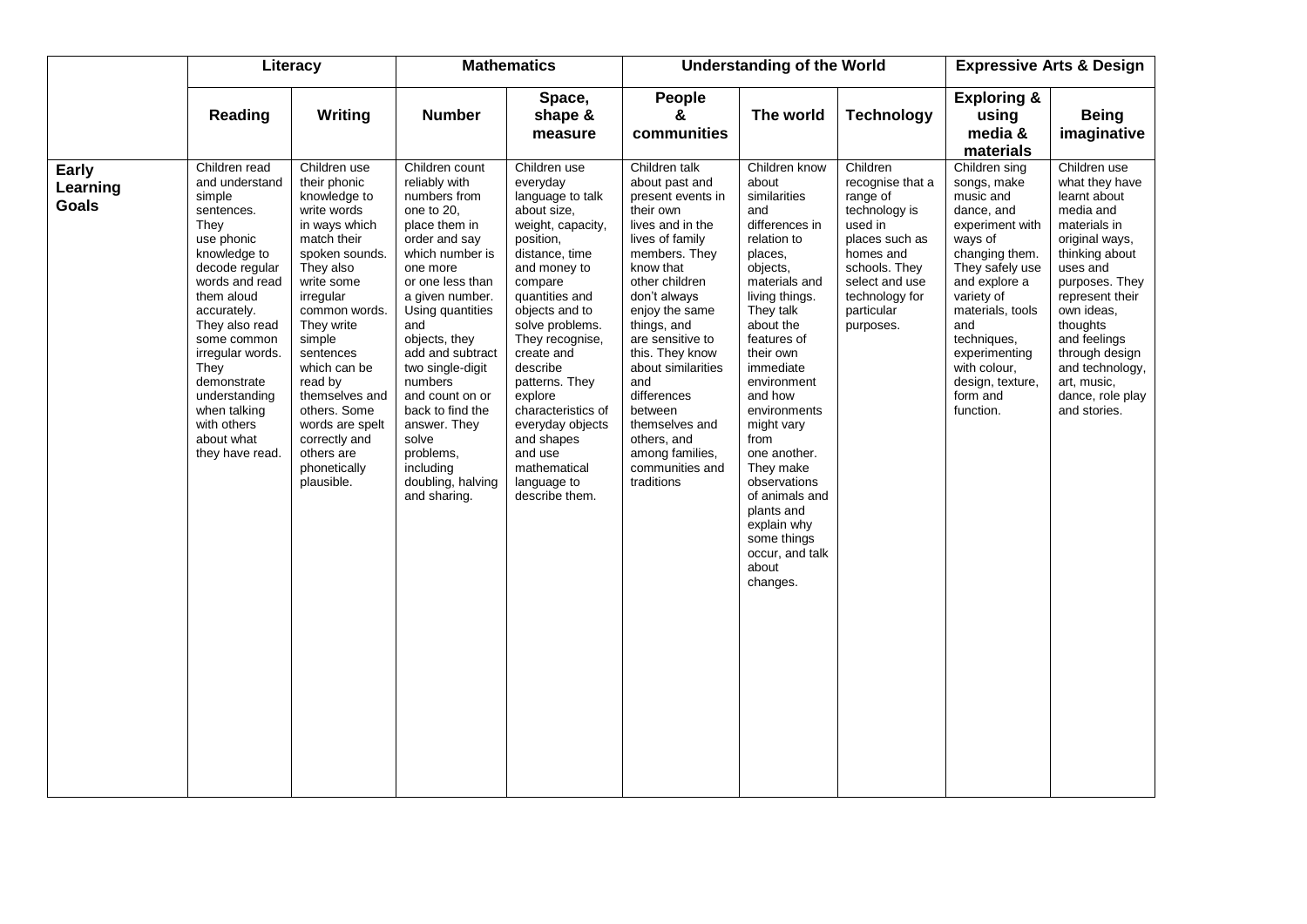| | Literacy | | Mathematics | | Understanding of the World | | | Expressive Arts & Design | |
|---|---|---|---|---|---|---|---|---|---|
| | **Reading** | **Writing** | **Number** | **Space, shape & measure** | **People & communities** | **The world** | **Technology** | **Exploring & using media & materials** | **Being imaginative** |
| **Early Learning Goals** | Children read and understand simple sentences. They use phonic knowledge to decode regular words and read them aloud accurately. They also read some common irregular words. They demonstrate understanding when talking with others about what they have read. | Children use their phonic knowledge to write words in ways which match their spoken sounds. They also write some irregular common words. They write simple sentences which can be read by themselves and others. Some words are spelt correctly and others are phonetically plausible. | Children count reliably with numbers from one to 20, place them in order and say which number is one more or one less than a given number. Using quantities and objects, they add and subtract two single-digit numbers and count on or back to find the answer. They solve problems, including doubling, halving and sharing. | Children use everyday language to talk about size, weight, capacity, position, distance, time and money to compare quantities and objects and to solve problems. They recognise, create and describe patterns. They explore characteristics of everyday objects and shapes and use mathematical language to describe them. | Children talk about past and present events in their own lives and in the lives of family members. They know that other children don't always enjoy the same things, and are sensitive to this. They know about similarities and differences between themselves and others, and among families, communities and traditions | Children know about similarities and differences in relation to places, objects, materials and living things. They talk about the features of their own immediate environment and how environments might vary from one another. They make observations of animals and plants and explain why some things occur, and talk about changes. | Children recognise that a range of technology is used in places such as homes and schools. They select and use technology for particular purposes. | Children sing songs, make music and dance, and experiment with ways of changing them. They safely use and explore a variety of materials, tools and techniques, experimenting with colour, design, texture, form and function. | Children use what they have learnt about media and materials in original ways, thinking about uses and purposes. They represent their own ideas, thoughts and feelings through design and technology, art, music, dance, role play and stories. |